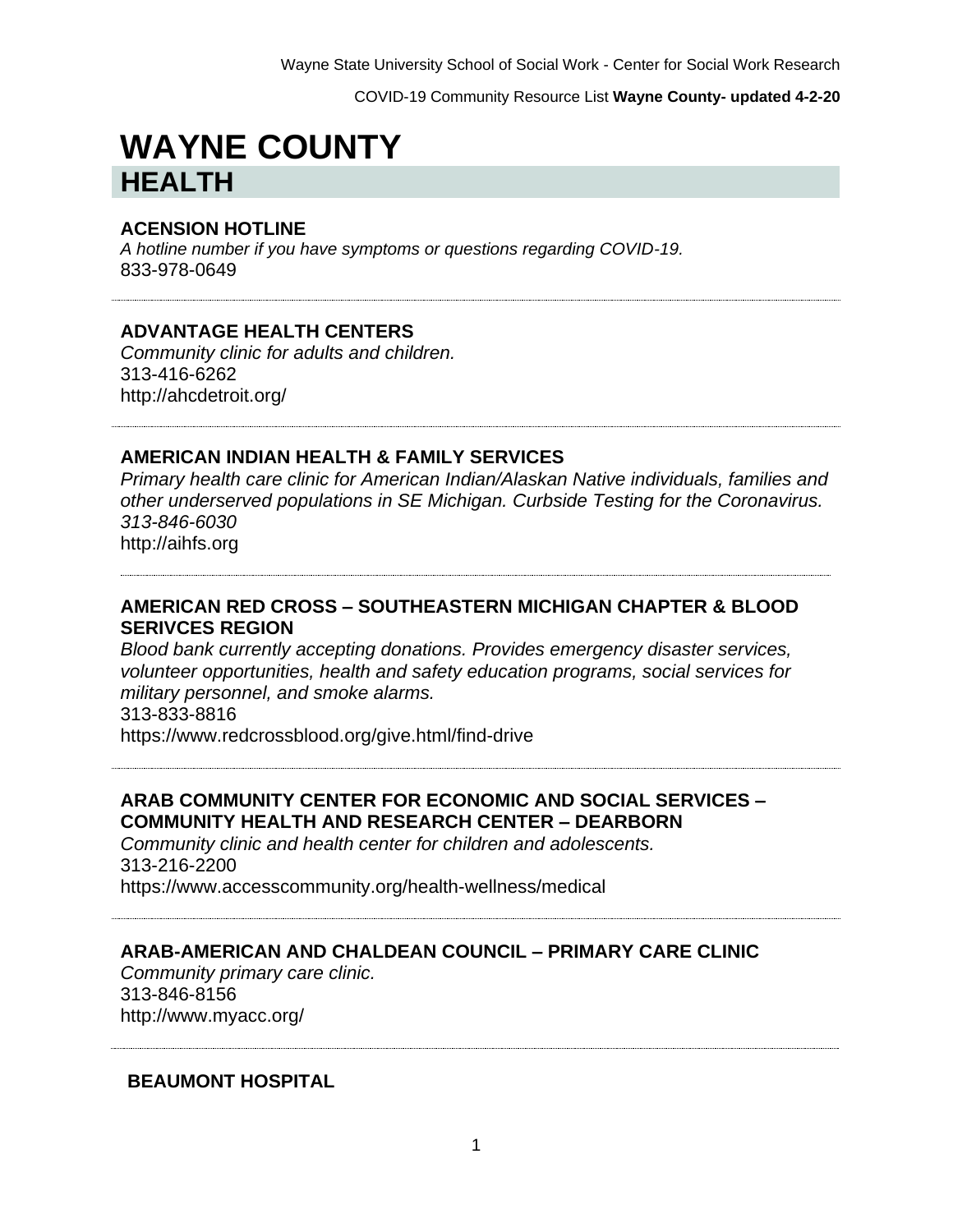# WAYNE COUNTY

## HEALTH

### ACENSION HOTLINE

*A hotline number if you have symptoms or questions regarding COVID-19.*
833-978-0649

---

### ADVANTAGE HEALTH CENTERS

*Community clinic for adults and children.*
313-416-6262
http://ahcdetroit.org/

---

### AMERICAN INDIAN HEALTH & FAMILY SERVICES

*Primary health care clinic for American Indian/Alaskan Native individuals, families and other underserved populations in SE Michigan. Curbside Testing for the Coronavirus.*
*313-846-6030*
http://aihfs.org

---

### AMERICAN RED CROSS – SOUTHEASTERN MICHIGAN CHAPTER & BLOOD SERIVCES REGION

*Blood bank currently accepting donations. Provides emergency disaster services, volunteer opportunities, health and safety education programs, social services for military personnel, and smoke alarms.*
313-833-8816
https://www.redcrossblood.org/give.html/find-drive

---

### ARAB COMMUNITY CENTER FOR ECONOMIC AND SOCIAL SERVICES – COMMUNITY HEALTH AND RESEARCH CENTER – DEARBORN

*Community clinic and health center for children and adolescents.*
313-216-2200
https://www.accesscommunity.org/health-wellness/medical

---

### ARAB-AMERICAN AND CHALDEAN COUNCIL – PRIMARY CARE CLINIC

*Community primary care clinic.*
313-846-8156
http://www.myacc.org/

---

### BEAUMONT HOSPITAL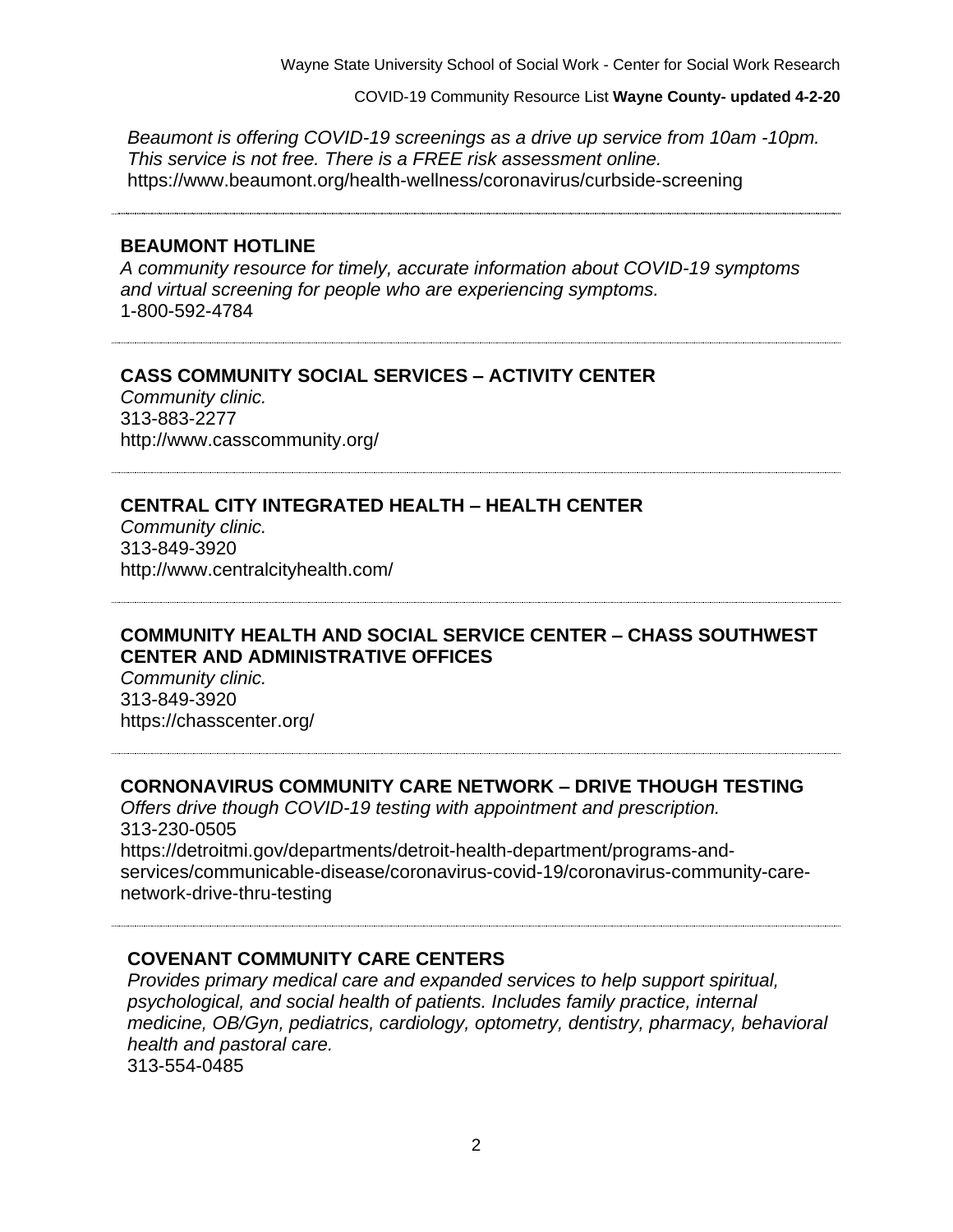*Beaumont is offering COVID-19 screenings as a drive up service from 10am -10pm. This service is not free. There is a FREE risk assessment online.*
https://www.beaumont.org/health-wellness/coronavirus/curbside-screening

---

**BEAUMONT HOTLINE**
*A community resource for timely, accurate information about COVID-19 symptoms and virtual screening for people who are experiencing symptoms.*
1-800-592-4784

---

**CASS COMMUNITY SOCIAL SERVICES – ACTIVITY CENTER**
*Community clinic.*
313-883-2277
http://www.casscommunity.org/

---

**CENTRAL CITY INTEGRATED HEALTH – HEALTH CENTER**
*Community clinic.*
313-849-3920
http://www.centralcityhealth.com/

---

**COMMUNITY HEALTH AND SOCIAL SERVICE CENTER – CHASS SOUTHWEST CENTER AND ADMINISTRATIVE OFFICES**
*Community clinic.*
313-849-3920
https://chasscenter.org/

---

**CORNONAVIRUS COMMUNITY CARE NETWORK – DRIVE THOUGH TESTING**
*Offers drive though COVID-19 testing with appointment and prescription.*
313-230-0505
https://detroitmi.gov/departments/detroit-health-department/programs-and-services/communicable-disease/coronavirus-covid-19/coronavirus-community-care-network-drive-thru-testing

---

**COVENANT COMMUNITY CARE CENTERS**
*Provides primary medical care and expanded services to help support spiritual, psychological, and social health of patients. Includes family practice, internal medicine, OB/Gyn, pediatrics, cardiology, optometry, dentistry, pharmacy, behavioral health and pastoral care.*
313-554-0485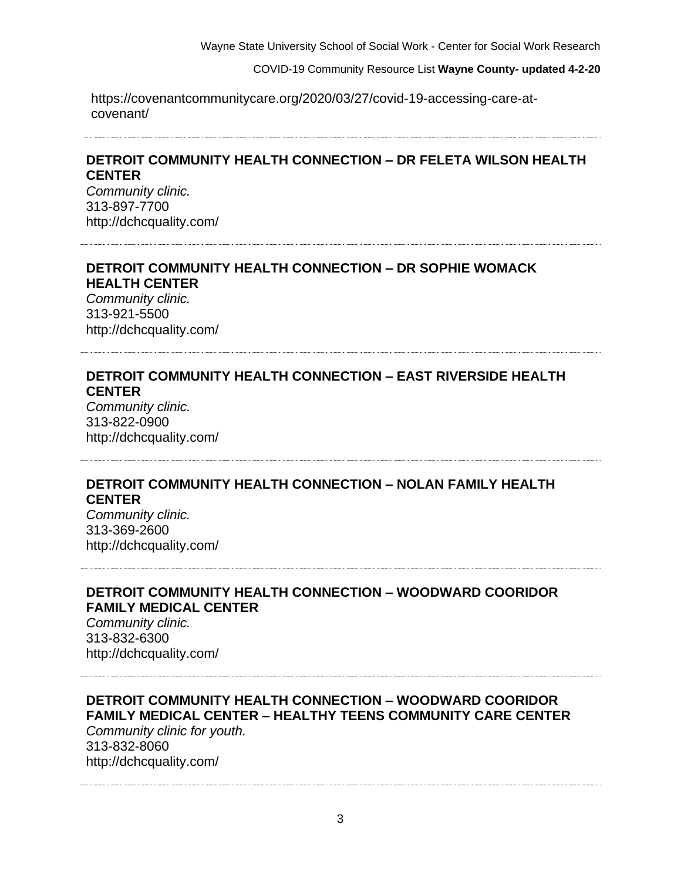https://covenantcommunitycare.org/2020/03/27/covid-19-accessing-care-at-covenant/

---

**DETROIT COMMUNITY HEALTH CONNECTION – DR FELETA WILSON HEALTH CENTER**

*Community clinic.*
313-897-7700
http://dchcquality.com/

---

**DETROIT COMMUNITY HEALTH CONNECTION – DR SOPHIE WOMACK HEALTH CENTER**

*Community clinic.*
313-921-5500
http://dchcquality.com/

---

**DETROIT COMMUNITY HEALTH CONNECTION – EAST RIVERSIDE HEALTH CENTER**

*Community clinic.*
313-822-0900
http://dchcquality.com/

---

**DETROIT COMMUNITY HEALTH CONNECTION – NOLAN FAMILY HEALTH CENTER**

*Community clinic.*
313-369-2600
http://dchcquality.com/

---

**DETROIT COMMUNITY HEALTH CONNECTION – WOODWARD COORIDOR FAMILY MEDICAL CENTER**

*Community clinic.*
313-832-6300
http://dchcquality.com/

---

**DETROIT COMMUNITY HEALTH CONNECTION – WOODWARD COORIDOR FAMILY MEDICAL CENTER – HEALTHY TEENS COMMUNITY CARE CENTER**

*Community clinic for youth.*
313-832-8060
http://dchcquality.com/

---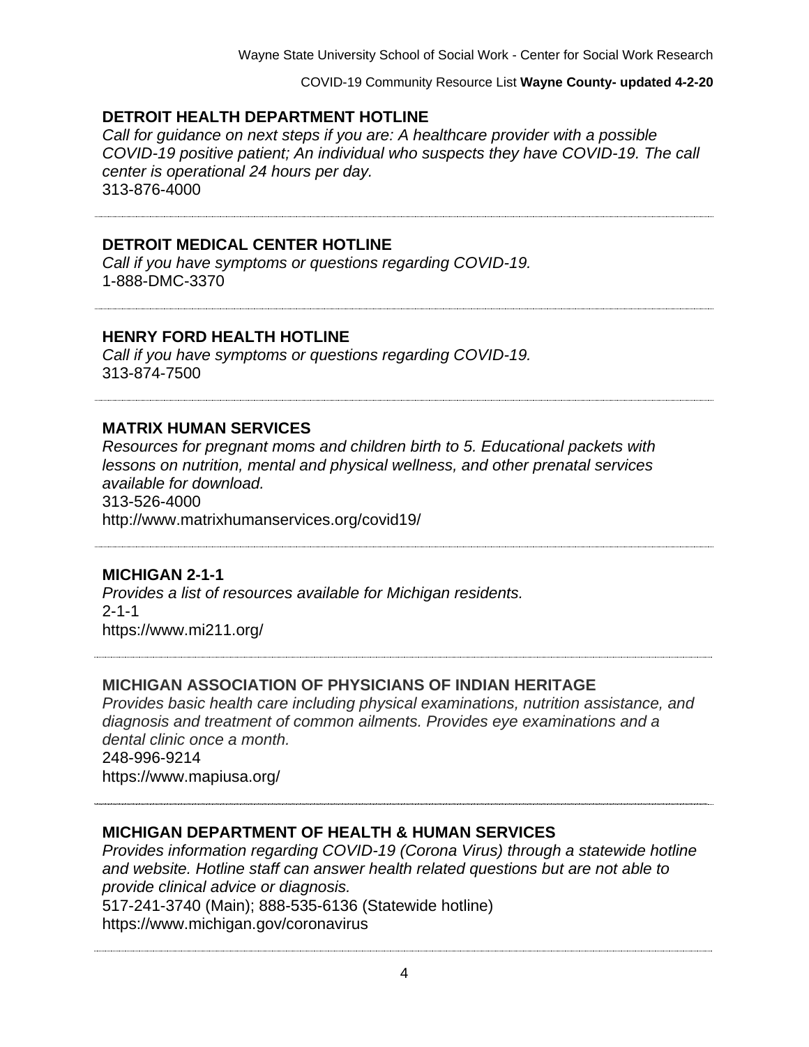## DETROIT HEALTH DEPARTMENT HOTLINE

*Call for guidance on next steps if you are: A healthcare provider with a possible COVID-19 positive patient; An individual who suspects they have COVID-19. The call center is operational 24 hours per day.*

313-876-4000

---

## DETROIT MEDICAL CENTER HOTLINE

*Call if you have symptoms or questions regarding COVID-19.*

1-888-DMC-3370

---

## HENRY FORD HEALTH HOTLINE

*Call if you have symptoms or questions regarding COVID-19.*

313-874-7500

---

## MATRIX HUMAN SERVICES

*Resources for pregnant moms and children birth to 5. Educational packets with lessons on nutrition, mental and physical wellness, and other prenatal services available for download.*

313-526-4000

http://www.matrixhumanservices.org/covid19/

---

## MICHIGAN 2-1-1

*Provides a list of resources available for Michigan residents.*

2-1-1

https://www.mi211.org/

---

## MICHIGAN ASSOCIATION OF PHYSICIANS OF INDIAN HERITAGE

*Provides basic health care including physical examinations, nutrition assistance, and diagnosis and treatment of common ailments. Provides eye examinations and a dental clinic once a month.*

248-996-9214

https://www.mapiusa.org/

---

## MICHIGAN DEPARTMENT OF HEALTH & HUMAN SERVICES

*Provides information regarding COVID-19 (Corona Virus) through a statewide hotline and website. Hotline staff can answer health related questions but are not able to provide clinical advice or diagnosis.*

517-241-3740 (Main); 888-535-6136 (Statewide hotline)

https://www.michigan.gov/coronavirus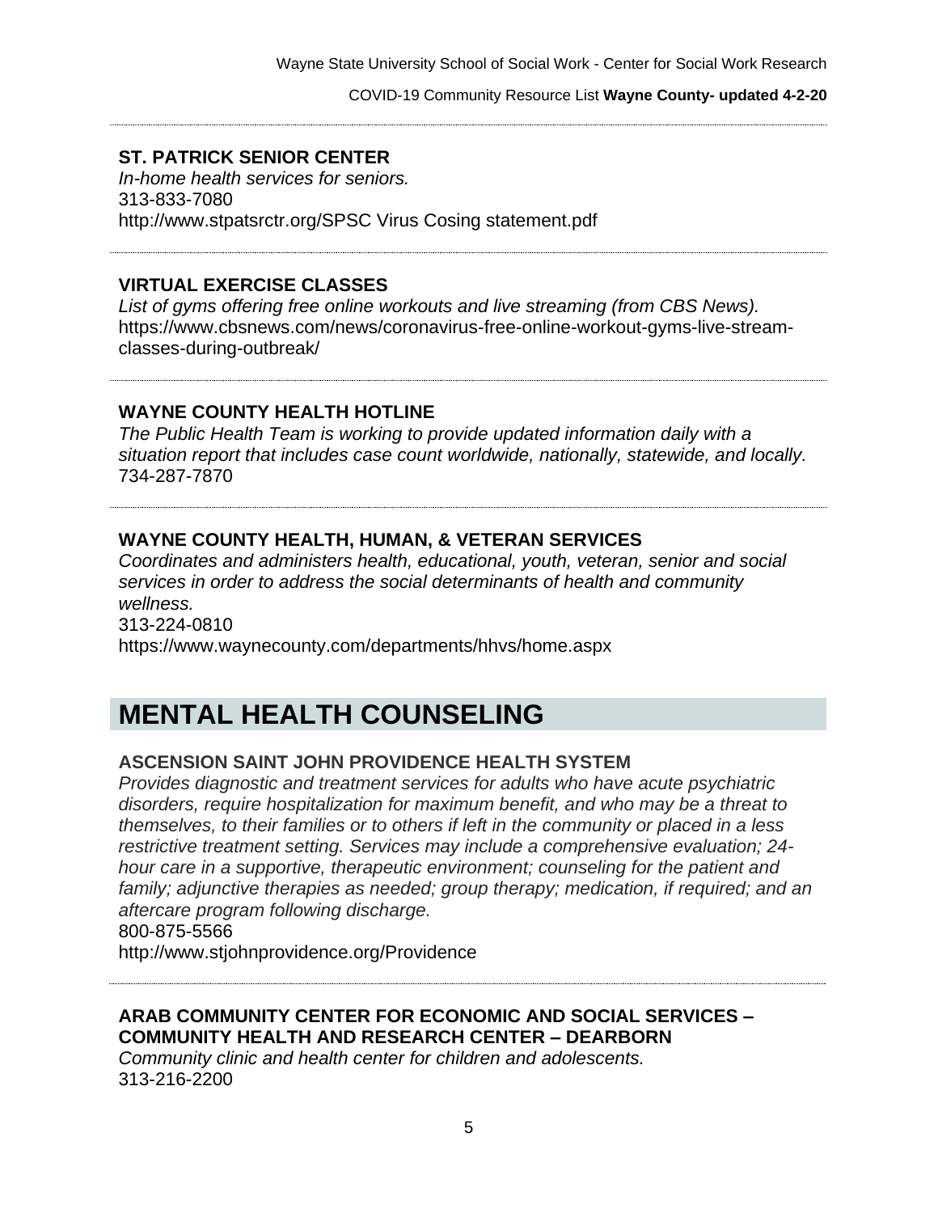### ST. PATRICK SENIOR CENTER

*In-home health services for seniors.*
313-833-7080
http://www.stpatsrctr.org/SPSC Virus Cosing statement.pdf

### VIRTUAL EXERCISE CLASSES

*List of gyms offering free online workouts and live streaming (from CBS News).*
https://www.cbsnews.com/news/coronavirus-free-online-workout-gyms-live-stream-classes-during-outbreak/

### WAYNE COUNTY HEALTH HOTLINE

*The Public Health Team is working to provide updated information daily with a situation report that includes case count worldwide, nationally, statewide, and locally.*
734-287-7870

### WAYNE COUNTY HEALTH, HUMAN, & VETERAN SERVICES

*Coordinates and administers health, educational, youth, veteran, senior and social services in order to address the social determinants of health and community wellness.*
313-224-0810
https://www.waynecounty.com/departments/hhvs/home.aspx

## MENTAL HEALTH COUNSELING

### ASCENSION SAINT JOHN PROVIDENCE HEALTH SYSTEM

*Provides diagnostic and treatment services for adults who have acute psychiatric disorders, require hospitalization for maximum benefit, and who may be a threat to themselves, to their families or to others if left in the community or placed in a less restrictive treatment setting. Services may include a comprehensive evaluation; 24-hour care in a supportive, therapeutic environment; counseling for the patient and family; adjunctive therapies as needed; group therapy; medication, if required; and an aftercare program following discharge.*
800-875-5566
http://www.stjohnprovidence.org/Providence

### ARAB COMMUNITY CENTER FOR ECONOMIC AND SOCIAL SERVICES – COMMUNITY HEALTH AND RESEARCH CENTER – DEARBORN

*Community clinic and health center for children and adolescents.*
313-216-2200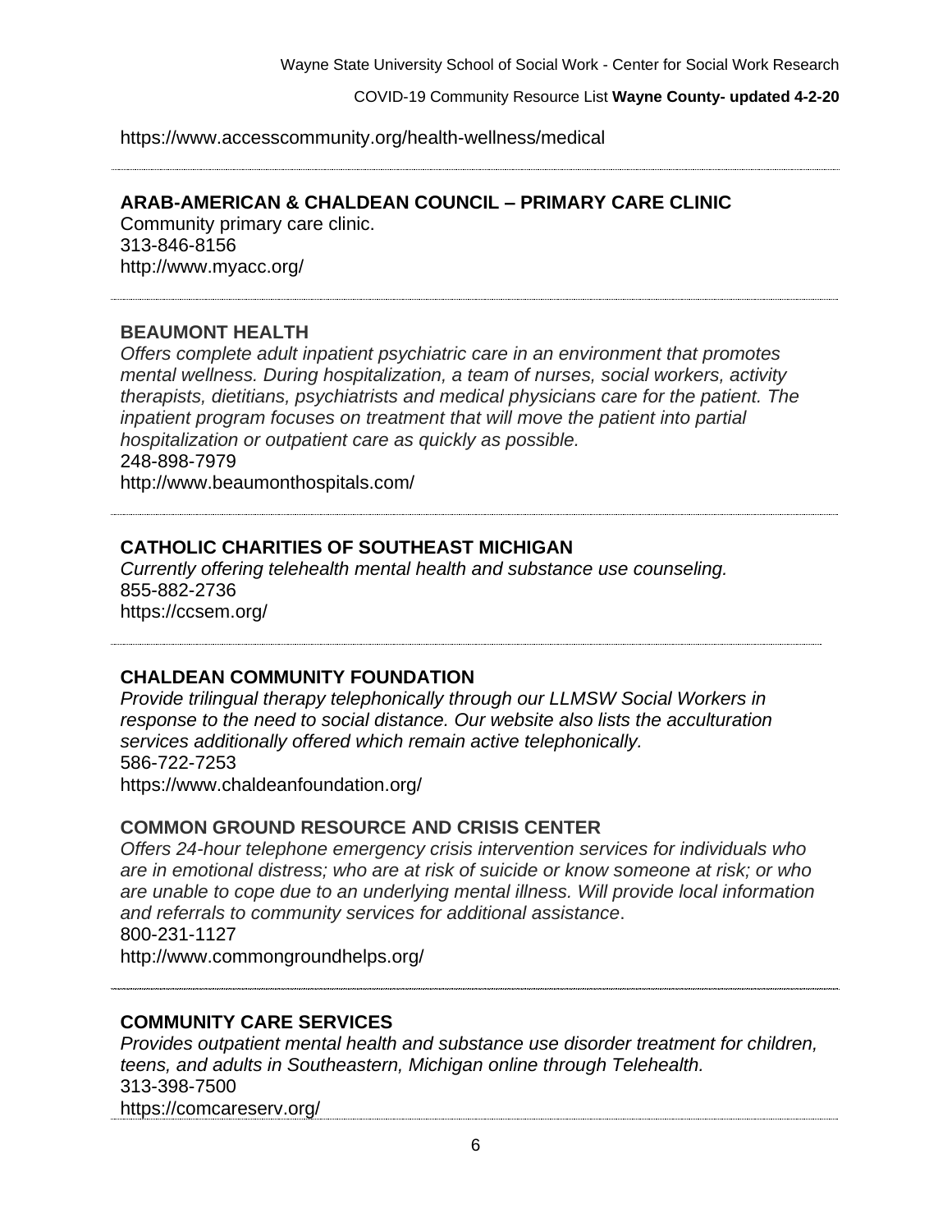https://www.accesscommunity.org/health-wellness/medical

---

**ARAB-AMERICAN & CHALDEAN COUNCIL – PRIMARY CARE CLINIC**

Community primary care clinic.
313-846-8156
http://www.myacc.org/

---

**BEAUMONT HEALTH**

*Offers complete adult inpatient psychiatric care in an environment that promotes mental wellness. During hospitalization, a team of nurses, social workers, activity therapists, dietitians, psychiatrists and medical physicians care for the patient. The inpatient program focuses on treatment that will move the patient into partial hospitalization or outpatient care as quickly as possible.*
248-898-7979
http://www.beaumonthospitals.com/

---

**CATHOLIC CHARITIES OF SOUTHEAST MICHIGAN**

*Currently offering telehealth mental health and substance use counseling.*
855-882-2736
https://ccsem.org/

---

**CHALDEAN COMMUNITY FOUNDATION**

*Provide trilingual therapy telephonically through our LLMSW Social Workers in response to the need to social distance. Our website also lists the acculturation services additionally offered which remain active telephonically.*
586-722-7253
https://www.chaldeanfoundation.org/

**COMMON GROUND RESOURCE AND CRISIS CENTER**

*Offers 24-hour telephone emergency crisis intervention services for individuals who are in emotional distress; who are at risk of suicide or know someone at risk; or who are unable to cope due to an underlying mental illness. Will provide local information and referrals to community services for additional assistance*.
800-231-1127
http://www.commongroundhelps.org/

---

**COMMUNITY CARE SERVICES**

*Provides outpatient mental health and substance use disorder treatment for children, teens, and adults in Southeastern, Michigan online through Telehealth.*
313-398-7500
https://comcareserv.org/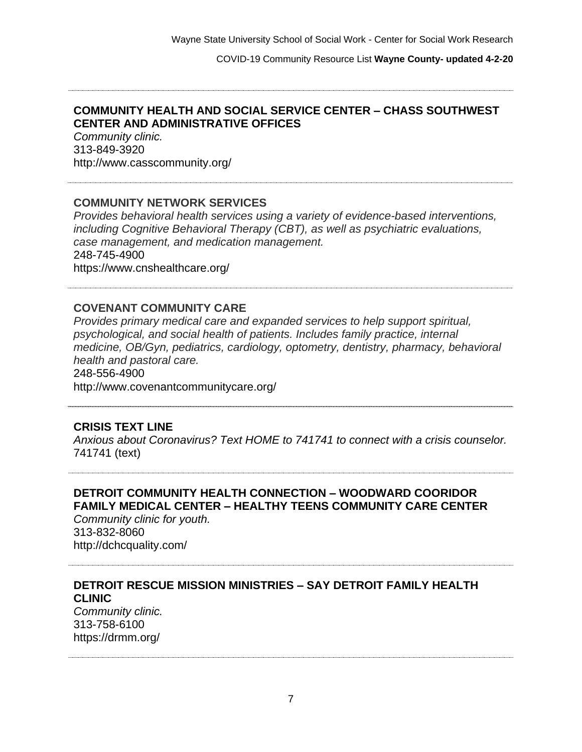**COMMUNITY HEALTH AND SOCIAL SERVICE CENTER – CHASS SOUTHWEST CENTER AND ADMINISTRATIVE OFFICES**

*Community clinic.*

313-849-3920

http://www.casscommunity.org/

---

**COMMUNITY NETWORK SERVICES**

*Provides behavioral health services using a variety of evidence-based interventions, including Cognitive Behavioral Therapy (CBT), as well as psychiatric evaluations, case management, and medication management.*

248-745-4900

https://www.cnshealthcare.org/

---

**COVENANT COMMUNITY CARE**

*Provides primary medical care and expanded services to help support spiritual, psychological, and social health of patients. Includes family practice, internal medicine, OB/Gyn, pediatrics, cardiology, optometry, dentistry, pharmacy, behavioral health and pastoral care.*

248-556-4900

http://www.covenantcommunitycare.org/

---

**CRISIS TEXT LINE**

*Anxious about Coronavirus? Text HOME to 741741 to connect with a crisis counselor.*

741741 (text)

---

**DETROIT COMMUNITY HEALTH CONNECTION – WOODWARD COORIDOR FAMILY MEDICAL CENTER – HEALTHY TEENS COMMUNITY CARE CENTER**

*Community clinic for youth.*

313-832-8060

http://dchcquality.com/

---

**DETROIT RESCUE MISSION MINISTRIES – SAY DETROIT FAMILY HEALTH CLINIC**

*Community clinic.*

313-758-6100

https://drmm.org/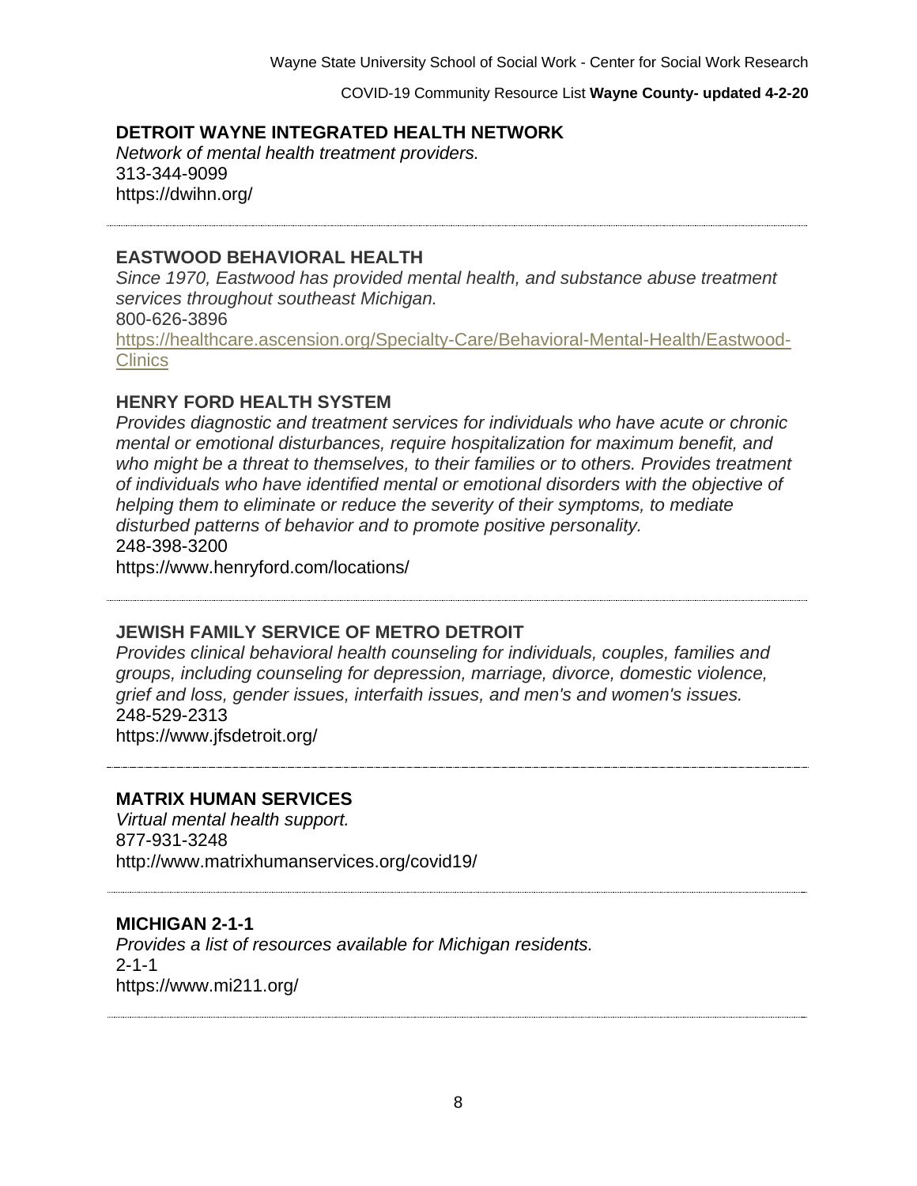### DETROIT WAYNE INTEGRATED HEALTH NETWORK

*Network of mental health treatment providers.*
313-344-9099
https://dwihn.org/

---

### EASTWOOD BEHAVIORAL HEALTH

*Since 1970, Eastwood has provided mental health, and substance abuse treatment services throughout southeast Michigan.*
800-626-3896
https://healthcare.ascension.org/Specialty-Care/Behavioral-Mental-Health/Eastwood-Clinics

### HENRY FORD HEALTH SYSTEM

*Provides diagnostic and treatment services for individuals who have acute or chronic mental or emotional disturbances, require hospitalization for maximum benefit, and who might be a threat to themselves, to their families or to others. Provides treatment of individuals who have identified mental or emotional disorders with the objective of helping them to eliminate or reduce the severity of their symptoms, to mediate disturbed patterns of behavior and to promote positive personality.*
248-398-3200
https://www.henryford.com/locations/

---

### JEWISH FAMILY SERVICE OF METRO DETROIT

*Provides clinical behavioral health counseling for individuals, couples, families and groups, including counseling for depression, marriage, divorce, domestic violence, grief and loss, gender issues, interfaith issues, and men's and women's issues.*
248-529-2313
https://www.jfsdetroit.org/

---

### MATRIX HUMAN SERVICES

*Virtual mental health support.*
877-931-3248
http://www.matrixhumanservices.org/covid19/

---

### MICHIGAN 2-1-1

*Provides a list of resources available for Michigan residents.*
2-1-1
https://www.mi211.org/

---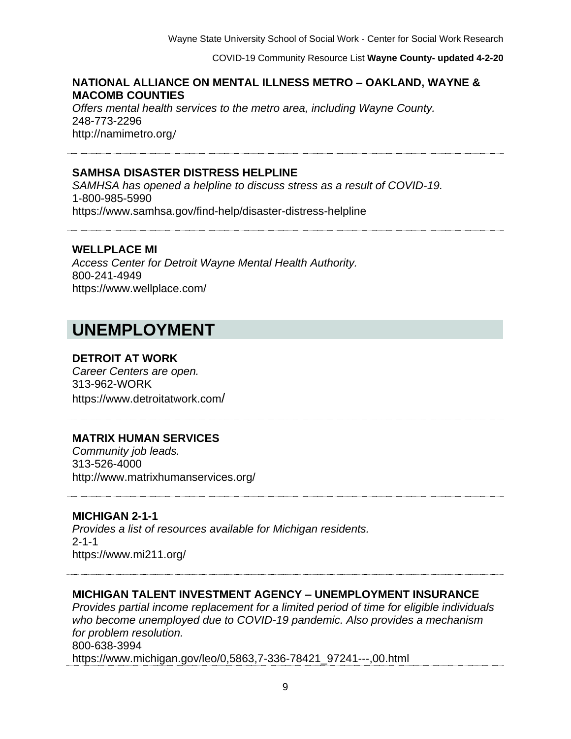**NATIONAL ALLIANCE ON MENTAL ILLNESS METRO – OAKLAND, WAYNE & MACOMB COUNTIES**

*Offers mental health services to the metro area, including Wayne County.*
248-773-2296
http://namimetro.org/

---

**SAMHSA DISASTER DISTRESS HELPLINE**

*SAMHSA has opened a helpline to discuss stress as a result of COVID-19.*
1-800-985-5990
https://www.samhsa.gov/find-help/disaster-distress-helpline

---

**WELLPLACE MI**

*Access Center for Detroit Wayne Mental Health Authority.*
800-241-4949
https://www.wellplace.com/

# UNEMPLOYMENT

**DETROIT AT WORK**

*Career Centers are open.*
313-962-WORK
https://www.detroitatwork.com/

---

**MATRIX HUMAN SERVICES**

*Community job leads.*
313-526-4000
http://www.matrixhumanservices.org/

---

**MICHIGAN 2-1-1**

*Provides a list of resources available for Michigan residents.*
2-1-1
https://www.mi211.org/

---

**MICHIGAN TALENT INVESTMENT AGENCY – UNEMPLOYMENT INSURANCE**

*Provides partial income replacement for a limited period of time for eligible individuals who become unemployed due to COVID-19 pandemic. Also provides a mechanism for problem resolution.*
800-638-3994
https://www.michigan.gov/leo/0,5863,7-336-78421_97241---,00.html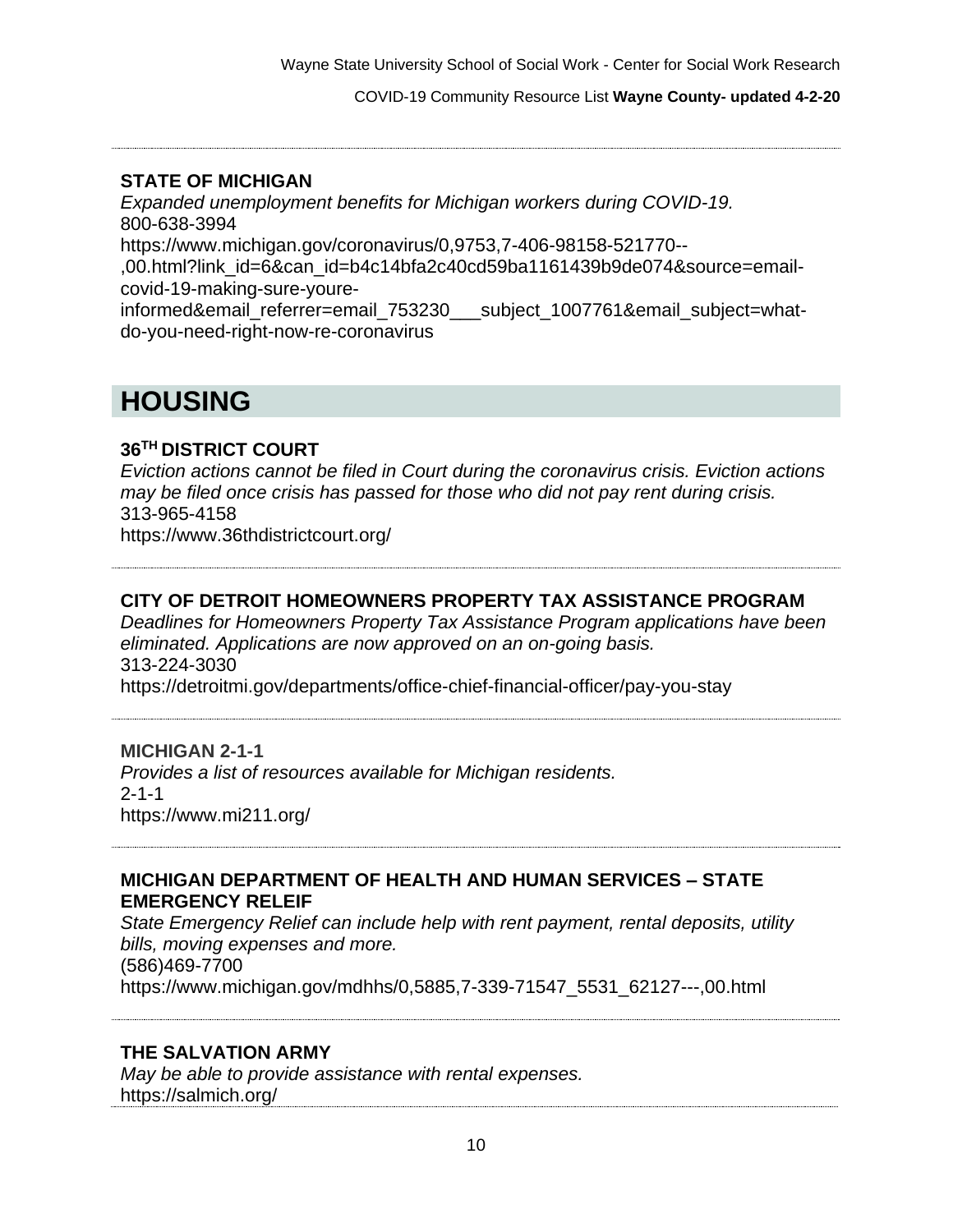**STATE OF MICHIGAN**

*Expanded unemployment benefits for Michigan workers during COVID-19.*

800-638-3994

https://www.michigan.gov/coronavirus/0,9753,7-406-98158-521770--,00.html?link_id=6&can_id=b4c14bfa2c40cd59ba1161439b9de074&source=email-covid-19-making-sure-youre-informed&email_referrer=email_753230___subject_1007761&email_subject=what-do-you-need-right-now-re-coronavirus

# HOUSING

**36TH DISTRICT COURT**

*Eviction actions cannot be filed in Court during the coronavirus crisis. Eviction actions may be filed once crisis has passed for those who did not pay rent during crisis.*

313-965-4158

https://www.36thdistrictcourt.org/

**CITY OF DETROIT HOMEOWNERS PROPERTY TAX ASSISTANCE PROGRAM**

*Deadlines for Homeowners Property Tax Assistance Program applications have been eliminated. Applications are now approved on an on-going basis.*

313-224-3030

https://detroitmi.gov/departments/office-chief-financial-officer/pay-you-stay

**MICHIGAN 2-1-1**

*Provides a list of resources available for Michigan residents.*

2-1-1

https://www.mi211.org/

**MICHIGAN DEPARTMENT OF HEALTH AND HUMAN SERVICES – STATE EMERGENCY RELEIF**

*State Emergency Relief can include help with rent payment, rental deposits, utility bills, moving expenses and more.*

(586)469-7700

https://www.michigan.gov/mdhhs/0,5885,7-339-71547_5531_62127---,00.html

**THE SALVATION ARMY**

*May be able to provide assistance with rental expenses.*

https://salmich.org/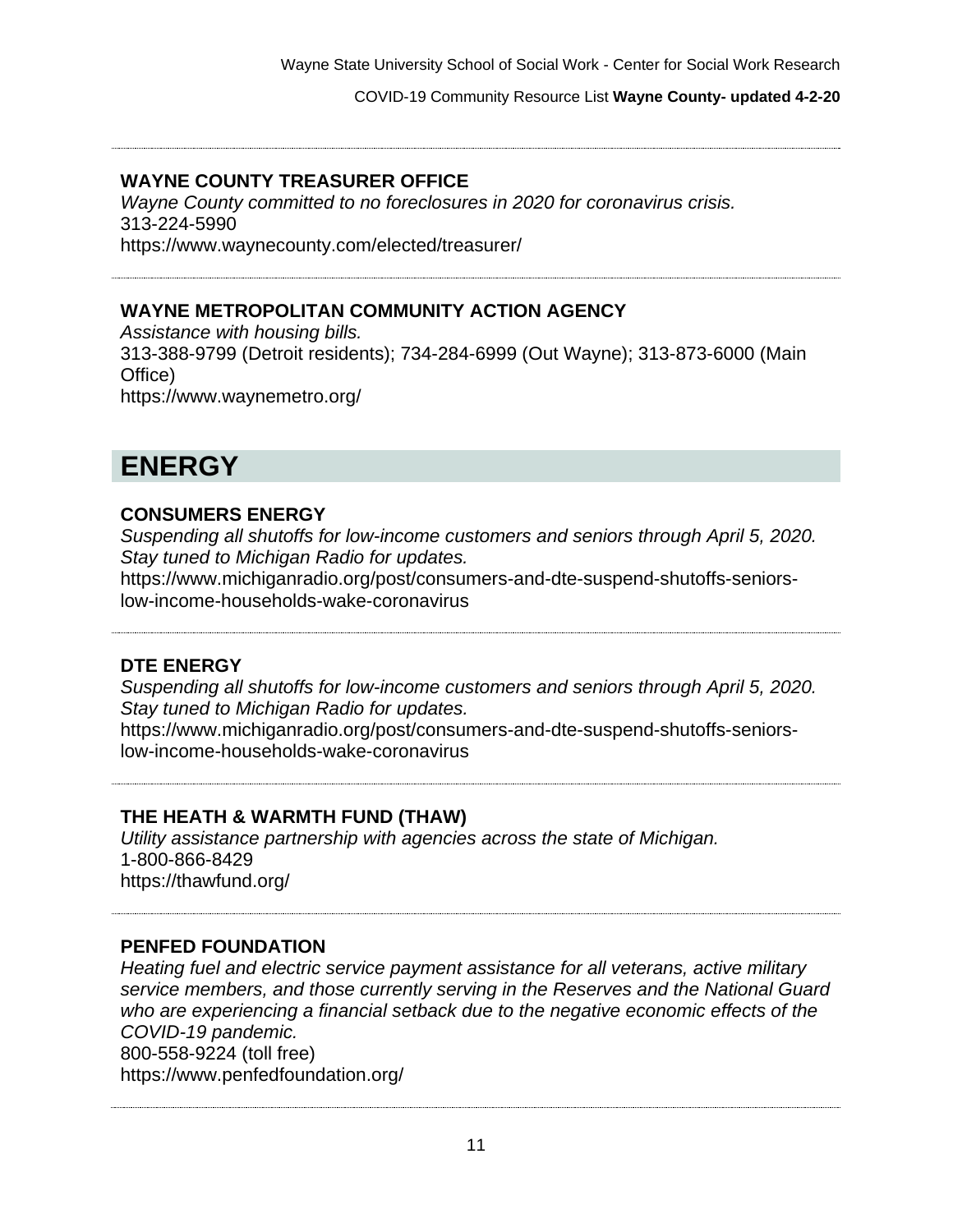### WAYNE COUNTY TREASURER OFFICE

*Wayne County committed to no foreclosures in 2020 for coronavirus crisis.*
313-224-5990
https://www.waynecounty.com/elected/treasurer/

---

### WAYNE METROPOLITAN COMMUNITY ACTION AGENCY

*Assistance with housing bills.*
313-388-9799 (Detroit residents); 734-284-6999 (Out Wayne); 313-873-6000 (Main Office)
https://www.waynemetro.org/

## ENERGY

### CONSUMERS ENERGY

*Suspending all shutoffs for low-income customers and seniors through April 5, 2020. Stay tuned to Michigan Radio for updates.*
https://www.michiganradio.org/post/consumers-and-dte-suspend-shutoffs-seniors-low-income-households-wake-coronavirus

---

### DTE ENERGY

*Suspending all shutoffs for low-income customers and seniors through April 5, 2020. Stay tuned to Michigan Radio for updates.*
https://www.michiganradio.org/post/consumers-and-dte-suspend-shutoffs-seniors-low-income-households-wake-coronavirus

---

### THE HEATH & WARMTH FUND (THAW)

*Utility assistance partnership with agencies across the state of Michigan.*
1-800-866-8429
https://thawfund.org/

---

### PENFED FOUNDATION

*Heating fuel and electric service payment assistance for all veterans, active military service members, and those currently serving in the Reserves and the National Guard who are experiencing a financial setback due to the negative economic effects of the COVID-19 pandemic.*
800-558-9224 (toll free)
https://www.penfedfoundation.org/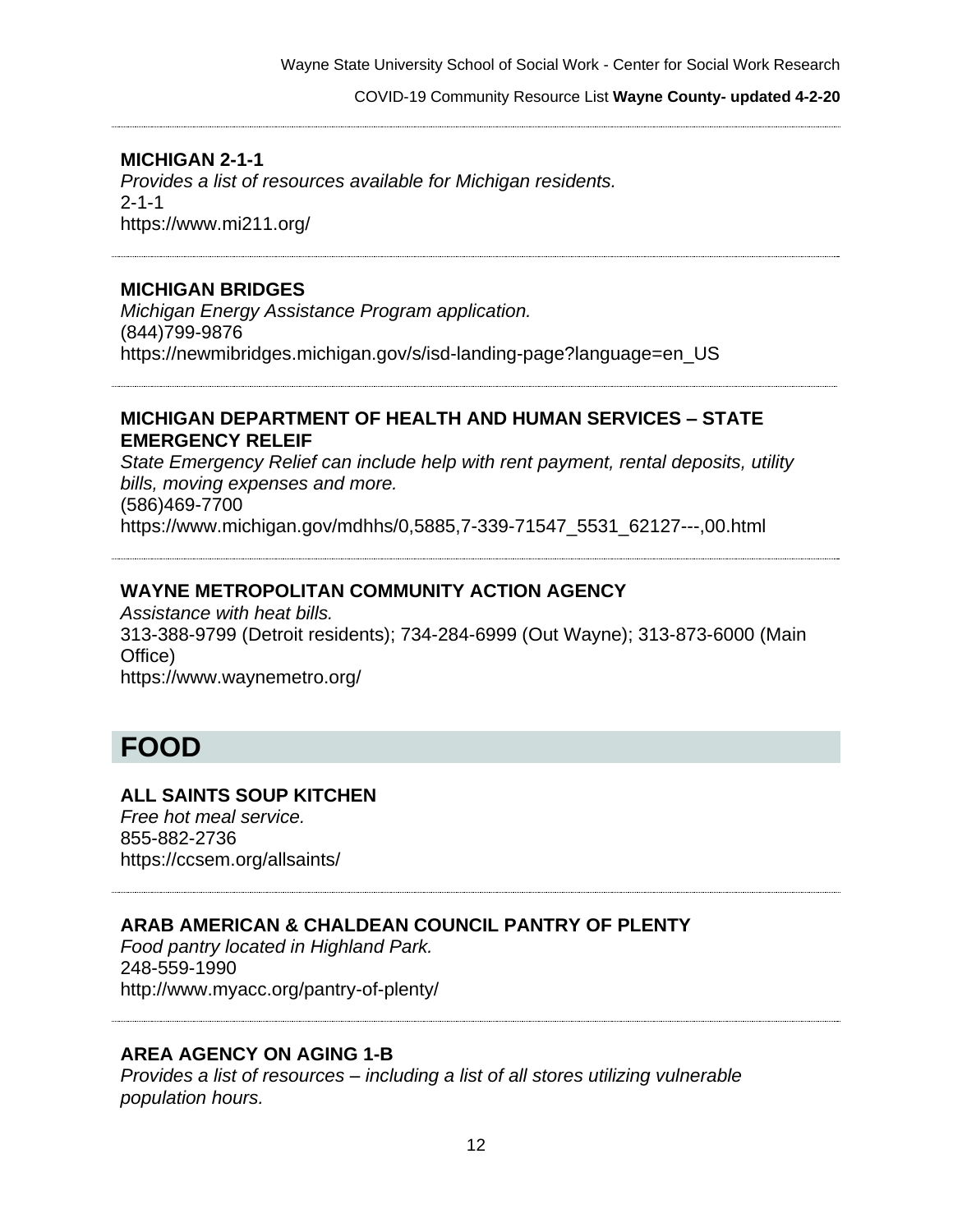**MICHIGAN 2-1-1**
*Provides a list of resources available for Michigan residents.*
2-1-1
https://www.mi211.org/

---

**MICHIGAN BRIDGES**
*Michigan Energy Assistance Program application.*
(844)799-9876
https://newmibridges.michigan.gov/s/isd-landing-page?language=en_US

---

**MICHIGAN DEPARTMENT OF HEALTH AND HUMAN SERVICES – STATE EMERGENCY RELEIF**
*State Emergency Relief can include help with rent payment, rental deposits, utility bills, moving expenses and more.*
(586)469-7700
https://www.michigan.gov/mdhhs/0,5885,7-339-71547_5531_62127---,00.html

---

**WAYNE METROPOLITAN COMMUNITY ACTION AGENCY**
*Assistance with heat bills.*
313-388-9799 (Detroit residents); 734-284-6999 (Out Wayne); 313-873-6000 (Main Office)
https://www.waynemetro.org/

# FOOD

**ALL SAINTS SOUP KITCHEN**
*Free hot meal service.*
855-882-2736
https://ccsem.org/allsaints/

---

**ARAB AMERICAN & CHALDEAN COUNCIL PANTRY OF PLENTY**
*Food pantry located in Highland Park.*
248-559-1990
http://www.myacc.org/pantry-of-plenty/

---

**AREA AGENCY ON AGING 1-B**
*Provides a list of resources – including a list of all stores utilizing vulnerable population hours.*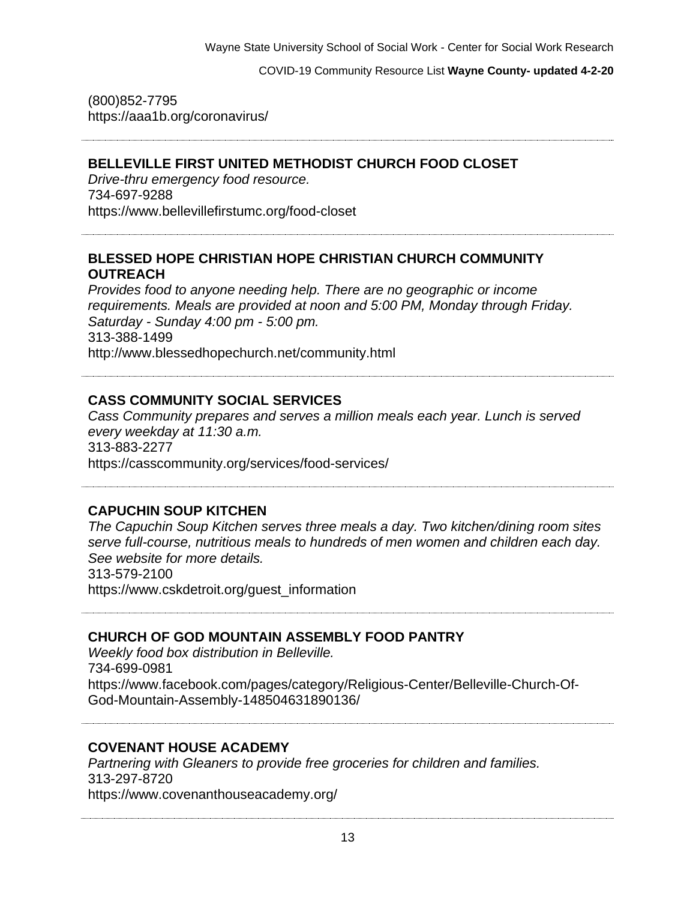(800)852-7795
https://aaa1b.org/coronavirus/

---

**BELLEVILLE FIRST UNITED METHODIST CHURCH FOOD CLOSET**

*Drive-thru emergency food resource.*
734-697-9288
https://www.bellevillefirstumc.org/food-closet

---

**BLESSED HOPE CHRISTIAN HOPE CHRISTIAN CHURCH COMMUNITY OUTREACH**

*Provides food to anyone needing help. There are no geographic or income requirements. Meals are provided at noon and 5:00 PM, Monday through Friday. Saturday - Sunday 4:00 pm - 5:00 pm.*
313-388-1499
http://www.blessedhopechurch.net/community.html

---

**CASS COMMUNITY SOCIAL SERVICES**

*Cass Community prepares and serves a million meals each year. Lunch is served every weekday at 11:30 a.m.*
313-883-2277
https://casscommunity.org/services/food-services/

---

**CAPUCHIN SOUP KITCHEN**

*The Capuchin Soup Kitchen serves three meals a day. Two kitchen/dining room sites serve full-course, nutritious meals to hundreds of men women and children each day. See website for more details.*
313-579-2100
https://www.cskdetroit.org/guest_information

---

**CHURCH OF GOD MOUNTAIN ASSEMBLY FOOD PANTRY**

*Weekly food box distribution in Belleville.*
734-699-0981
https://www.facebook.com/pages/category/Religious-Center/Belleville-Church-Of-God-Mountain-Assembly-148504631890136/

---

**COVENANT HOUSE ACADEMY**

*Partnering with Gleaners to provide free groceries for children and families.*
313-297-8720
https://www.covenanthouseacademy.org/

---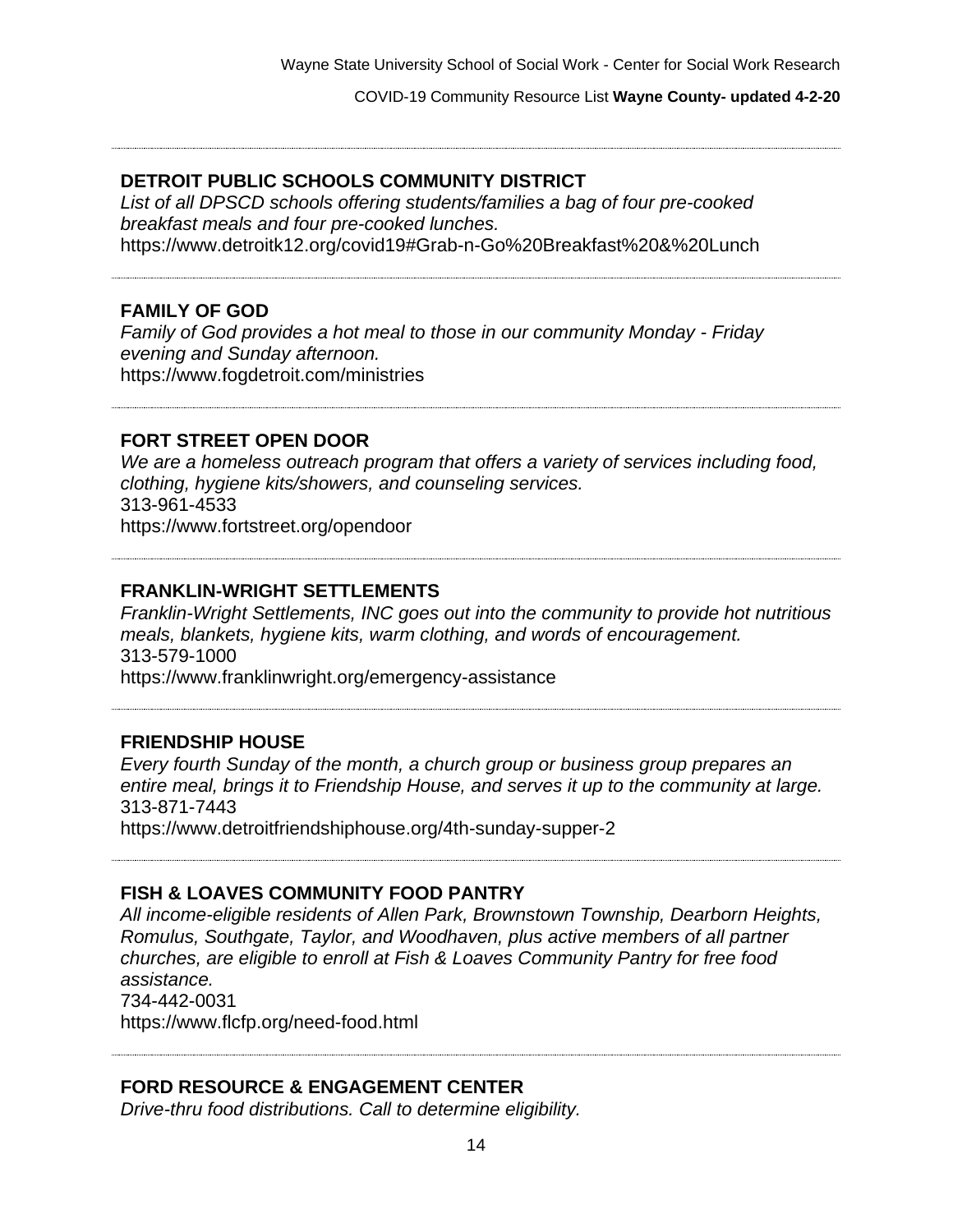**DETROIT PUBLIC SCHOOLS COMMUNITY DISTRICT**
*List of all DPSCD schools offering students/families a bag of four pre-cooked breakfast meals and four pre-cooked lunches.*
https://www.detroitk12.org/covid19#Grab-n-Go%20Breakfast%20&%20Lunch

---

**FAMILY OF GOD**
*Family of God provides a hot meal to those in our community Monday - Friday evening and Sunday afternoon.*
https://www.fogdetroit.com/ministries

---

**FORT STREET OPEN DOOR**
*We are a homeless outreach program that offers a variety of services including food, clothing, hygiene kits/showers, and counseling services.*
313-961-4533
https://www.fortstreet.org/opendoor

---

**FRANKLIN-WRIGHT SETTLEMENTS**
*Franklin-Wright Settlements, INC goes out into the community to provide hot nutritious meals, blankets, hygiene kits, warm clothing, and words of encouragement.*
313-579-1000
https://www.franklinwright.org/emergency-assistance

---

**FRIENDSHIP HOUSE**
*Every fourth Sunday of the month, a church group or business group prepares an entire meal, brings it to Friendship House, and serves it up to the community at large.*
313-871-7443
https://www.detroitfriendshiphouse.org/4th-sunday-supper-2

---

**FISH & LOAVES COMMUNITY FOOD PANTRY**
*All income-eligible residents of Allen Park, Brownstown Township, Dearborn Heights, Romulus, Southgate, Taylor, and Woodhaven, plus active members of all partner churches, are eligible to enroll at Fish & Loaves Community Pantry for free food assistance.*
734-442-0031
https://www.flcfp.org/need-food.html

---

**FORD RESOURCE & ENGAGEMENT CENTER**
*Drive-thru food distributions. Call to determine eligibility.*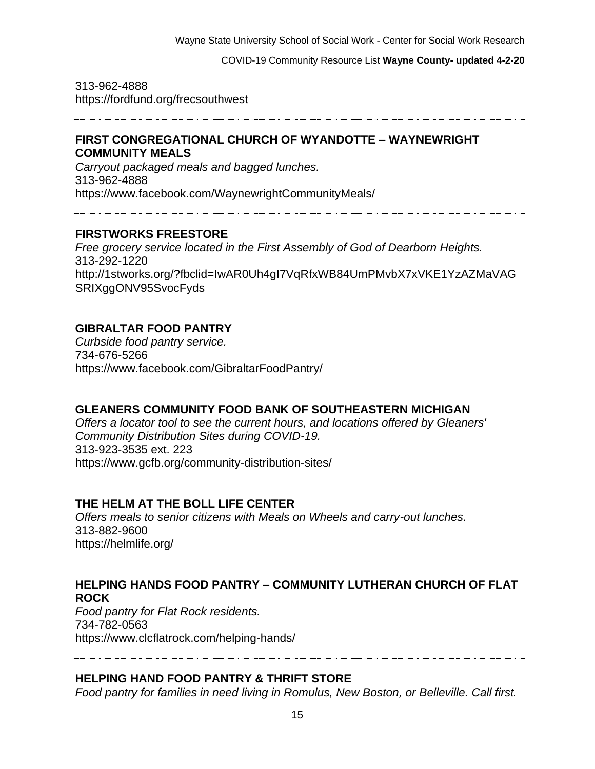313-962-4888
https://fordfund.org/frecsouthwest

---

**FIRST CONGREGATIONAL CHURCH OF WYANDOTTE – WAYNEWRIGHT COMMUNITY MEALS**

*Carryout packaged meals and bagged lunches.*
313-962-4888
https://www.facebook.com/WaynewrightCommunityMeals/

---

**FIRSTWORKS FREESTORE**

*Free grocery service located in the First Assembly of God of Dearborn Heights.*
313-292-1220
http://1stworks.org/?fbclid=IwAR0Uh4gI7VqRfxWB84UmPMvbX7xVKE1YzAZMaVAGSRIXggONV95SvocFyds

---

**GIBRALTAR FOOD PANTRY**

*Curbside food pantry service.*
734-676-5266
https://www.facebook.com/GibraltarFoodPantry/

---

**GLEANERS COMMUNITY FOOD BANK OF SOUTHEASTERN MICHIGAN**

*Offers a locator tool to see the current hours, and locations offered by Gleaners' Community Distribution Sites during COVID-19.*
313-923-3535 ext. 223
https://www.gcfb.org/community-distribution-sites/

---

**THE HELM AT THE BOLL LIFE CENTER**

*Offers meals to senior citizens with Meals on Wheels and carry-out lunches.*
313-882-9600
https://helmlife.org/

---

**HELPING HANDS FOOD PANTRY – COMMUNITY LUTHERAN CHURCH OF FLAT ROCK**

*Food pantry for Flat Rock residents.*
734-782-0563
https://www.clcflatrock.com/helping-hands/

---

**HELPING HAND FOOD PANTRY & THRIFT STORE**

*Food pantry for families in need living in Romulus, New Boston, or Belleville. Call first.*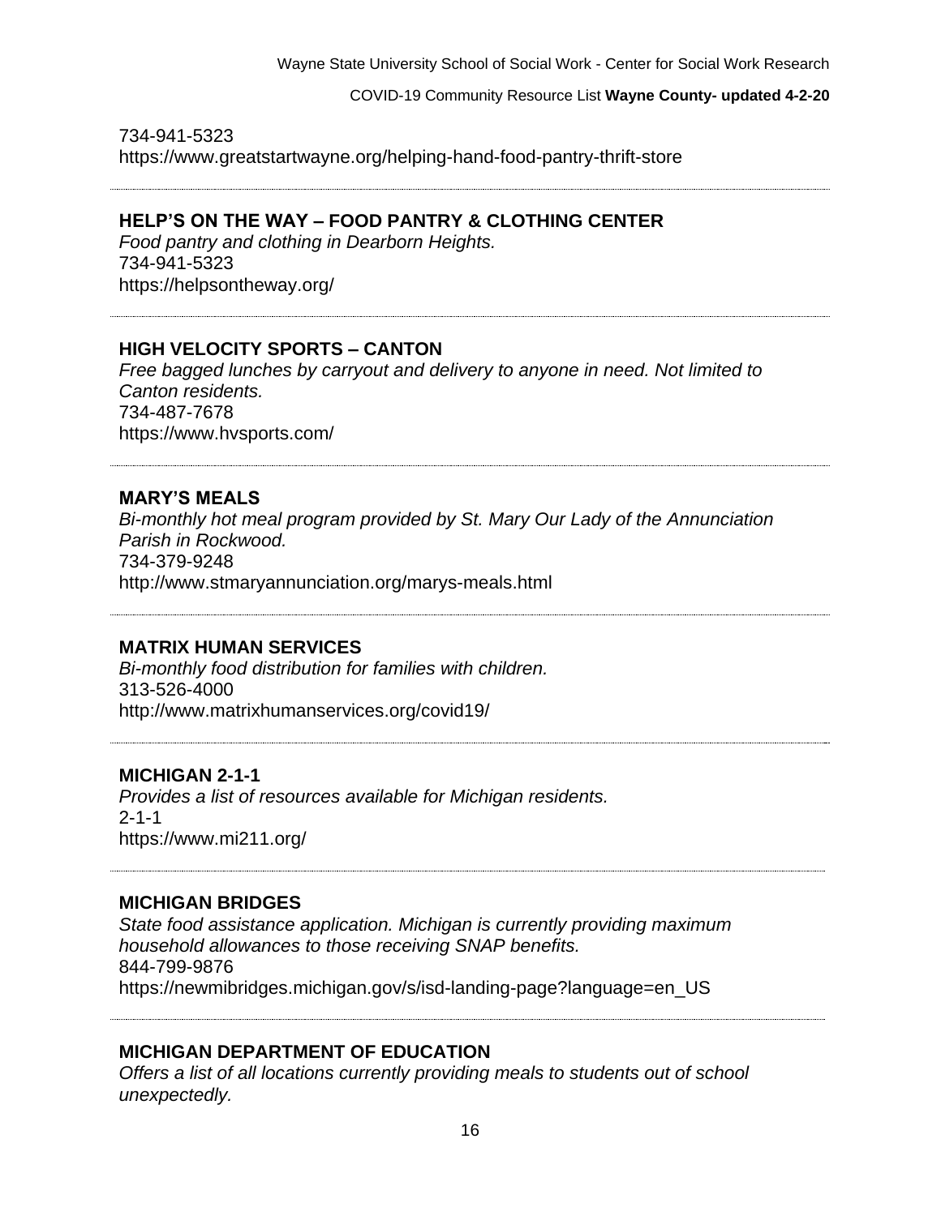734-941-5323
https://www.greatstartwayne.org/helping-hand-food-pantry-thrift-store

---

**HELP'S ON THE WAY – FOOD PANTRY & CLOTHING CENTER**
*Food pantry and clothing in Dearborn Heights.*
734-941-5323
https://helpsontheway.org/

---

**HIGH VELOCITY SPORTS – CANTON**
*Free bagged lunches by carryout and delivery to anyone in need. Not limited to Canton residents.*
734-487-7678
https://www.hvsports.com/

---

**MARY'S MEALS**
*Bi-monthly hot meal program provided by St. Mary Our Lady of the Annunciation Parish in Rockwood.*
734-379-9248
http://www.stmaryannunciation.org/marys-meals.html

---

**MATRIX HUMAN SERVICES**
*Bi-monthly food distribution for families with children.*
313-526-4000
http://www.matrixhumanservices.org/covid19/

---

**MICHIGAN 2-1-1**
*Provides a list of resources available for Michigan residents.*
2-1-1
https://www.mi211.org/

---

**MICHIGAN BRIDGES**
*State food assistance application. Michigan is currently providing maximum household allowances to those receiving SNAP benefits.*
844-799-9876
https://newmibridges.michigan.gov/s/isd-landing-page?language=en_US

---

**MICHIGAN DEPARTMENT OF EDUCATION**
*Offers a list of all locations currently providing meals to students out of school unexpectedly.*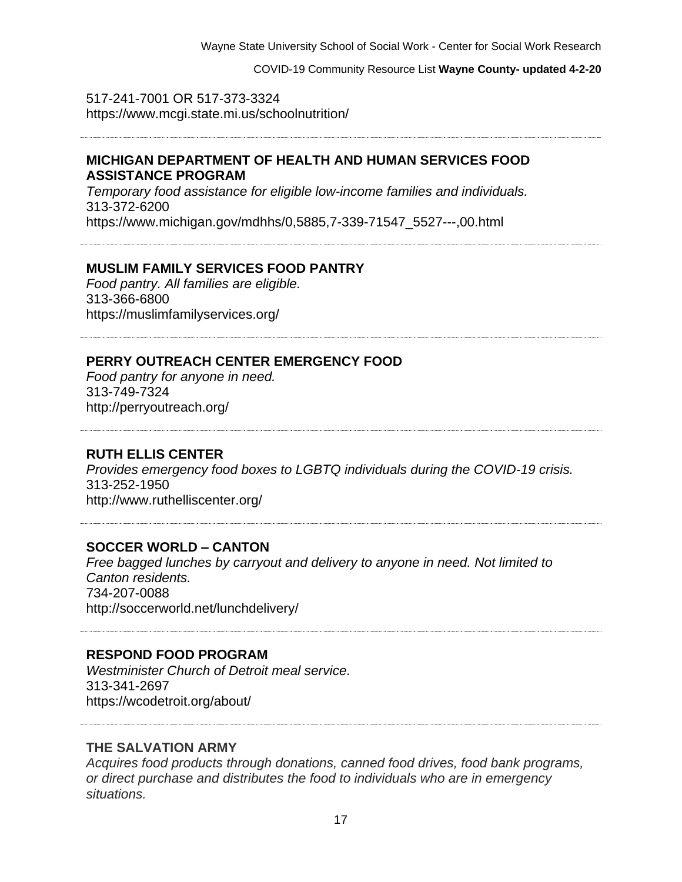517-241-7001 OR 517-373-3324
https://www.mcgi.state.mi.us/schoolnutrition/

---

**MICHIGAN DEPARTMENT OF HEALTH AND HUMAN SERVICES FOOD ASSISTANCE PROGRAM**

*Temporary food assistance for eligible low-income families and individuals.*
313-372-6200
https://www.michigan.gov/mdhhs/0,5885,7-339-71547_5527---,00.html

---

**MUSLIM FAMILY SERVICES FOOD PANTRY**

*Food pantry. All families are eligible.*
313-366-6800
https://muslimfamilyservices.org/

---

**PERRY OUTREACH CENTER EMERGENCY FOOD**

*Food pantry for anyone in need.*
313-749-7324
http://perryoutreach.org/

---

**RUTH ELLIS CENTER**

*Provides emergency food boxes to LGBTQ individuals during the COVID-19 crisis.*
313-252-1950
http://www.ruthelliscenter.org/

---

**SOCCER WORLD – CANTON**

*Free bagged lunches by carryout and delivery to anyone in need. Not limited to Canton residents.*
734-207-0088
http://soccerworld.net/lunchdelivery/

---

**RESPOND FOOD PROGRAM**

*Westminister Church of Detroit meal service.*
313-341-2697
https://wcodetroit.org/about/

---

**THE SALVATION ARMY**

*Acquires food products through donations, canned food drives, food bank programs, or direct purchase and distributes the food to individuals who are in emergency situations.*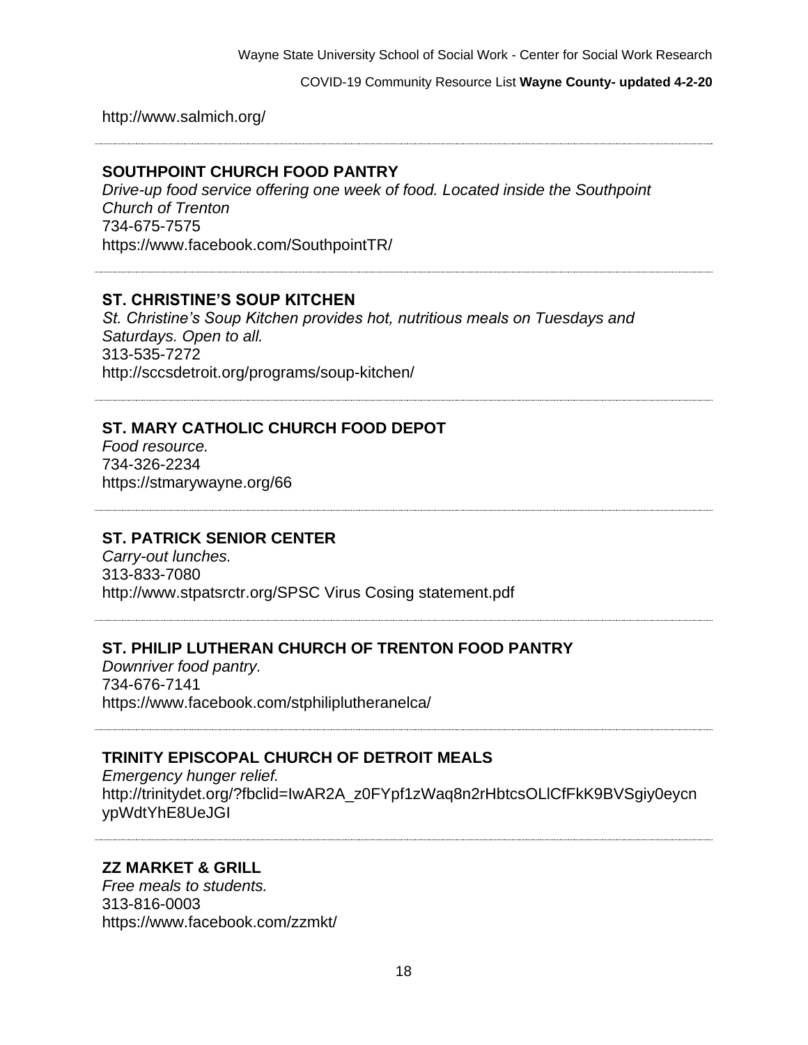http://www.salmich.org/

---

**SOUTHPOINT CHURCH FOOD PANTRY**
*Drive-up food service offering one week of food. Located inside the Southpoint Church of Trenton*
734-675-7575
https://www.facebook.com/SouthpointTR/

---

**ST. CHRISTINE'S SOUP KITCHEN**
*St. Christine's Soup Kitchen provides hot, nutritious meals on Tuesdays and Saturdays. Open to all.*
313-535-7272
http://sccsdetroit.org/programs/soup-kitchen/

---

**ST. MARY CATHOLIC CHURCH FOOD DEPOT**
*Food resource.*
734-326-2234
https://stmarywayne.org/66

---

**ST. PATRICK SENIOR CENTER**
*Carry-out lunches.*
313-833-7080
http://www.stpatsrctr.org/SPSC Virus Cosing statement.pdf

---

**ST. PHILIP LUTHERAN CHURCH OF TRENTON FOOD PANTRY**
*Downriver food pantry.*
734-676-7141
https://www.facebook.com/stphiliplutheranelca/

---

**TRINITY EPISCOPAL CHURCH OF DETROIT MEALS**
*Emergency hunger relief.*
http://trinitydet.org/?fbclid=IwAR2A_z0FYpf1zWaq8n2rHbtcsOLlCfFkK9BVSgiy0eycnypWdtYhE8UeJGI

---

**ZZ MARKET & GRILL**
*Free meals to students.*
313-816-0003
https://www.facebook.com/zzmkt/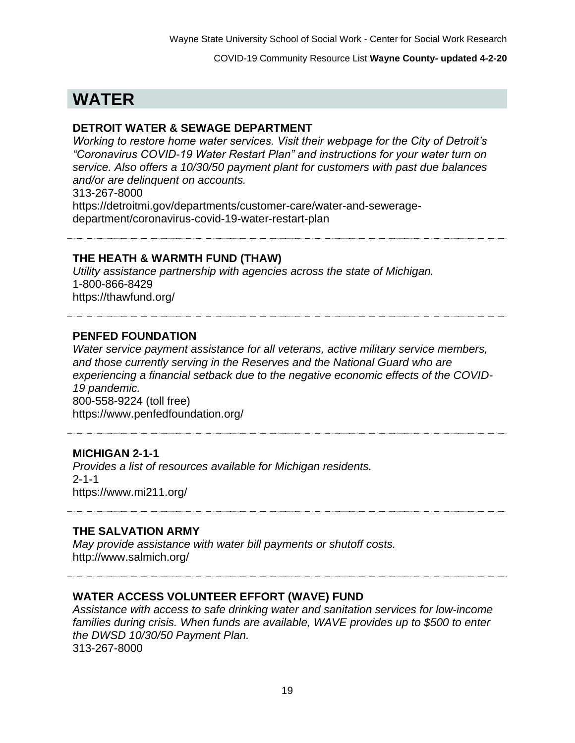# WATER

### DETROIT WATER & SEWAGE DEPARTMENT

*Working to restore home water services. Visit their webpage for the City of Detroit's "Coronavirus COVID-19 Water Restart Plan" and instructions for your water turn on service. Also offers a 10/30/50 payment plant for customers with past due balances and/or are delinquent on accounts.*
313-267-8000
https://detroitmi.gov/departments/customer-care/water-and-sewerage-department/coronavirus-covid-19-water-restart-plan

---

### THE HEATH & WARMTH FUND (THAW)

*Utility assistance partnership with agencies across the state of Michigan.*
1-800-866-8429
https://thawfund.org/

---

### PENFED FOUNDATION

*Water service payment assistance for all veterans, active military service members, and those currently serving in the Reserves and the National Guard who are experiencing a financial setback due to the negative economic effects of the COVID-19 pandemic.*
800-558-9224 (toll free)
https://www.penfedfoundation.org/

---

### MICHIGAN 2-1-1

*Provides a list of resources available for Michigan residents.*
2-1-1
https://www.mi211.org/

---

### THE SALVATION ARMY

*May provide assistance with water bill payments or shutoff costs.*
http://www.salmich.org/

---

### WATER ACCESS VOLUNTEER EFFORT (WAVE) FUND

*Assistance with access to safe drinking water and sanitation services for low-income families during crisis. When funds are available, WAVE provides up to $500 to enter the DWSD 10/30/50 Payment Plan.*
313-267-8000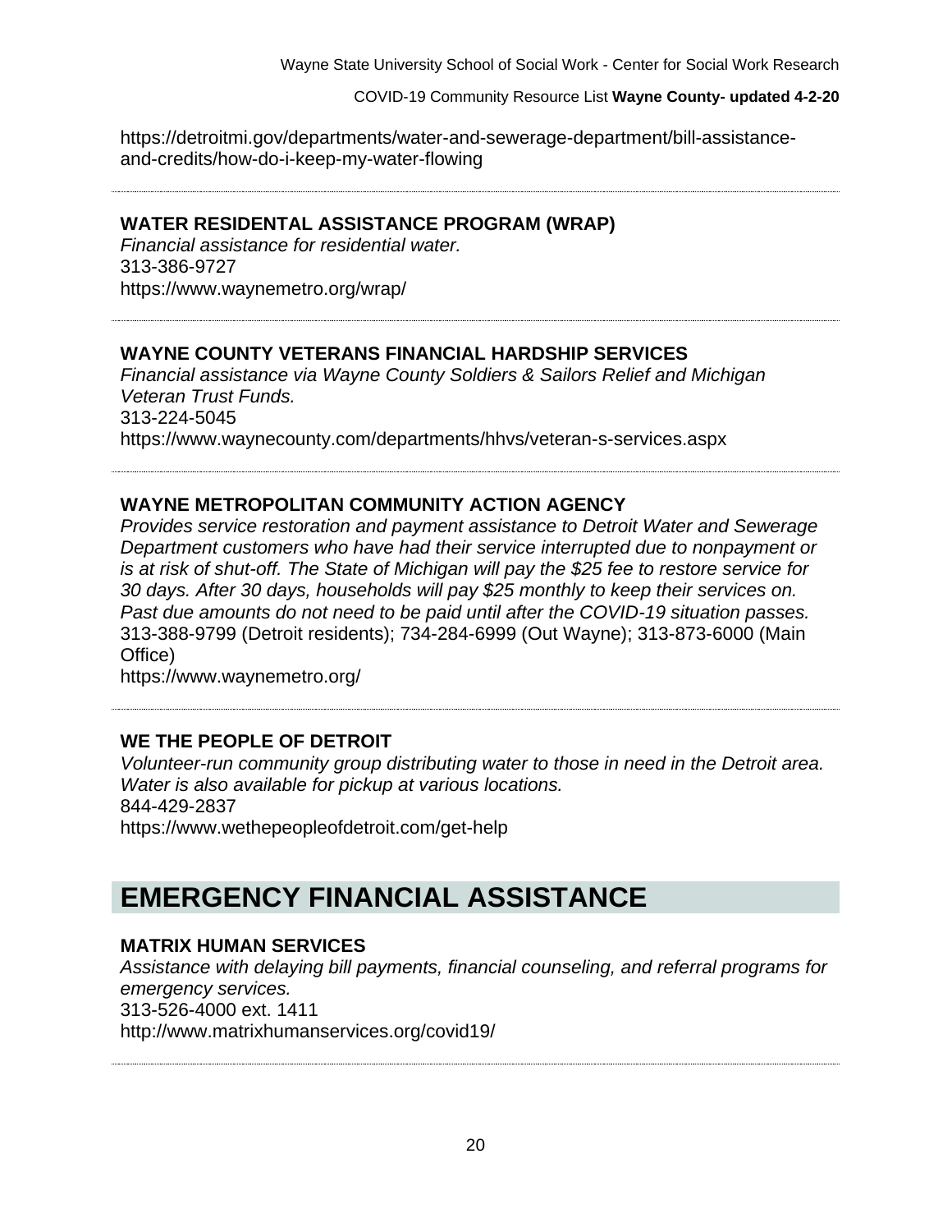https://detroitmi.gov/departments/water-and-sewerage-department/bill-assistance-and-credits/how-do-i-keep-my-water-flowing

---

### WATER RESIDENTAL ASSISTANCE PROGRAM (WRAP)

*Financial assistance for residential water.*
313-386-9727
https://www.waynemetro.org/wrap/

---

### WAYNE COUNTY VETERANS FINANCIAL HARDSHIP SERVICES

*Financial assistance via Wayne County Soldiers & Sailors Relief and Michigan Veteran Trust Funds.*
313-224-5045
https://www.waynecounty.com/departments/hhvs/veteran-s-services.aspx

---

### WAYNE METROPOLITAN COMMUNITY ACTION AGENCY

*Provides service restoration and payment assistance to Detroit Water and Sewerage Department customers who have had their service interrupted due to nonpayment or is at risk of shut-off. The State of Michigan will pay the $25 fee to restore service for 30 days. After 30 days, households will pay $25 monthly to keep their services on. Past due amounts do not need to be paid until after the COVID-19 situation passes.*
313-388-9799 (Detroit residents); 734-284-6999 (Out Wayne); 313-873-6000 (Main Office)
https://www.waynemetro.org/

---

### WE THE PEOPLE OF DETROIT

*Volunteer-run community group distributing water to those in need in the Detroit area. Water is also available for pickup at various locations.*
844-429-2837
https://www.wethepeopleofdetroit.com/get-help

## EMERGENCY FINANCIAL ASSISTANCE

### MATRIX HUMAN SERVICES

*Assistance with delaying bill payments, financial counseling, and referral programs for emergency services.*
313-526-4000 ext. 1411
http://www.matrixhumanservices.org/covid19/

---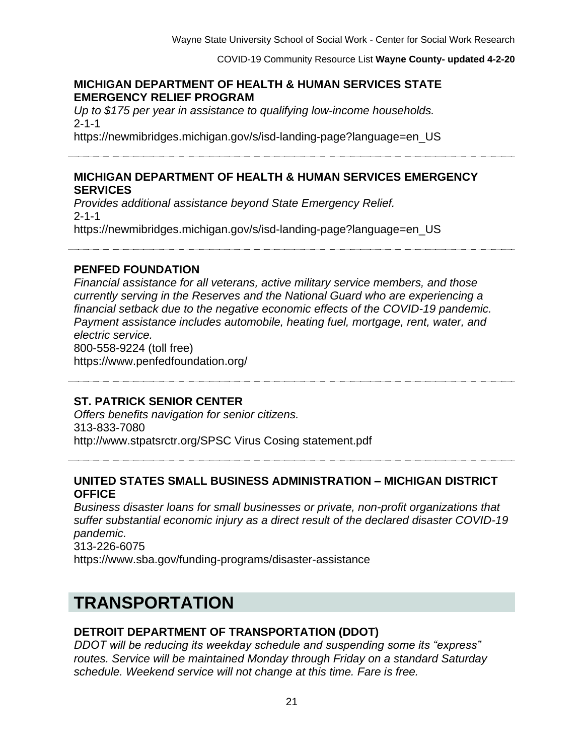### MICHIGAN DEPARTMENT OF HEALTH & HUMAN SERVICES STATE EMERGENCY RELIEF PROGRAM

*Up to $175 per year in assistance to qualifying low-income households.*
2-1-1
https://newmibridges.michigan.gov/s/isd-landing-page?language=en_US

---

### MICHIGAN DEPARTMENT OF HEALTH & HUMAN SERVICES EMERGENCY SERVICES

*Provides additional assistance beyond State Emergency Relief.*
2-1-1
https://newmibridges.michigan.gov/s/isd-landing-page?language=en_US

---

### PENFED FOUNDATION

*Financial assistance for all veterans, active military service members, and those currently serving in the Reserves and the National Guard who are experiencing a financial setback due to the negative economic effects of the COVID-19 pandemic. Payment assistance includes automobile, heating fuel, mortgage, rent, water, and electric service.*
800-558-9224 (toll free)
https://www.penfedfoundation.org/

---

### ST. PATRICK SENIOR CENTER

*Offers benefits navigation for senior citizens.*
313-833-7080
http://www.stpatsrctr.org/SPSC Virus Cosing statement.pdf

---

### UNITED STATES SMALL BUSINESS ADMINISTRATION – MICHIGAN DISTRICT OFFICE

*Business disaster loans for small businesses or private, non-profit organizations that suffer substantial economic injury as a direct result of the declared disaster COVID-19 pandemic.*
313-226-6075
https://www.sba.gov/funding-programs/disaster-assistance

# TRANSPORTATION

### DETROIT DEPARTMENT OF TRANSPORTATION (DDOT)

*DDOT will be reducing its weekday schedule and suspending some its “express” routes. Service will be maintained Monday through Friday on a standard Saturday schedule. Weekend service will not change at this time. Fare is free.*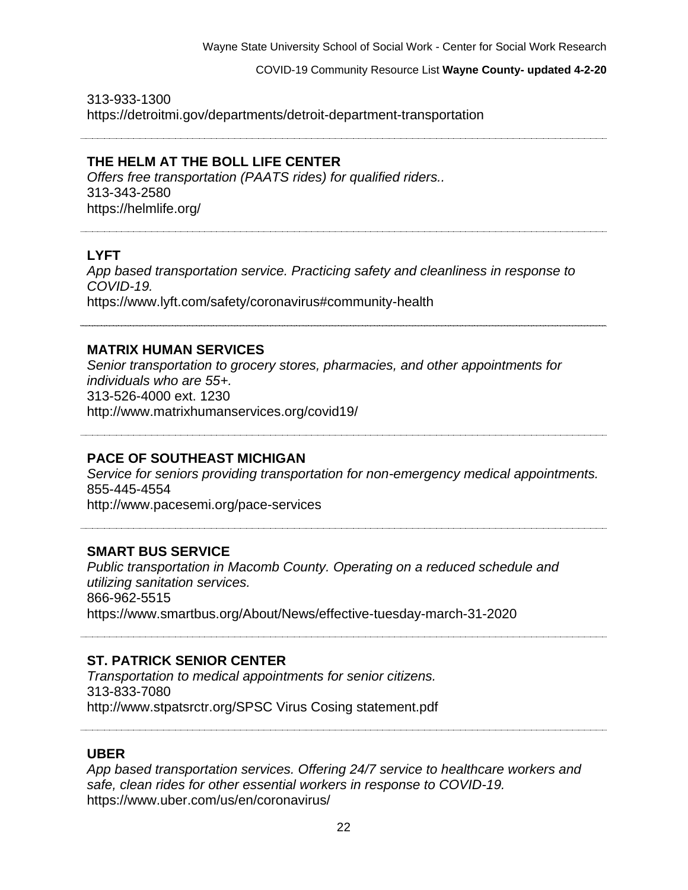313-933-1300
https://detroitmi.gov/departments/detroit-department-transportation

---

**THE HELM AT THE BOLL LIFE CENTER**
*Offers free transportation (PAATS rides) for qualified riders..*
313-343-2580
https://helmlife.org/

---

**LYFT**
*App based transportation service. Practicing safety and cleanliness in response to COVID-19.*
https://www.lyft.com/safety/coronavirus#community-health

---

**MATRIX HUMAN SERVICES**
*Senior transportation to grocery stores, pharmacies, and other appointments for individuals who are 55+.*
313-526-4000 ext. 1230
http://www.matrixhumanservices.org/covid19/

---

**PACE OF SOUTHEAST MICHIGAN**
*Service for seniors providing transportation for non-emergency medical appointments.*
855-445-4554
http://www.pacesemi.org/pace-services

---

**SMART BUS SERVICE**
*Public transportation in Macomb County. Operating on a reduced schedule and utilizing sanitation services.*
866-962-5515
https://www.smartbus.org/About/News/effective-tuesday-march-31-2020

---

**ST. PATRICK SENIOR CENTER**
*Transportation to medical appointments for senior citizens.*
313-833-7080
http://www.stpatsrctr.org/SPSC Virus Cosing statement.pdf

---

**UBER**
*App based transportation services. Offering 24/7 service to healthcare workers and safe, clean rides for other essential workers in response to COVID-19.*
https://www.uber.com/us/en/coronavirus/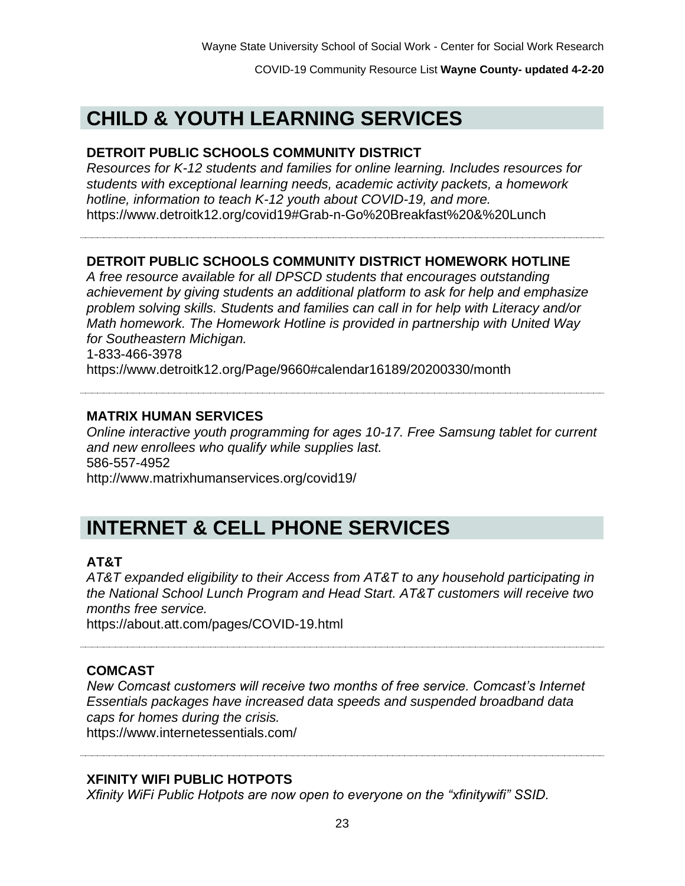# CHILD & YOUTH LEARNING SERVICES

**DETROIT PUBLIC SCHOOLS COMMUNITY DISTRICT**

*Resources for K-12 students and families for online learning. Includes resources for students with exceptional learning needs, academic activity packets, a homework hotline, information to teach K-12 youth about COVID-19, and more.*

https://www.detroitk12.org/covid19#Grab-n-Go%20Breakfast%20&%20Lunch

---

**DETROIT PUBLIC SCHOOLS COMMUNITY DISTRICT HOMEWORK HOTLINE**

*A free resource available for all DPSCD students that encourages outstanding achievement by giving students an additional platform to ask for help and emphasize problem solving skills. Students and families can call in for help with Literacy and/or Math homework. The Homework Hotline is provided in partnership with United Way for Southeastern Michigan.*

1-833-466-3978

https://www.detroitk12.org/Page/9660#calendar16189/20200330/month

---

**MATRIX HUMAN SERVICES**

*Online interactive youth programming for ages 10-17. Free Samsung tablet for current and new enrollees who qualify while supplies last.*

586-557-4952

http://www.matrixhumanservices.org/covid19/

# INTERNET & CELL PHONE SERVICES

**AT&T**

*AT&T expanded eligibility to their Access from AT&T to any household participating in the National School Lunch Program and Head Start. AT&T customers will receive two months free service.*

https://about.att.com/pages/COVID-19.html

---

**COMCAST**

*New Comcast customers will receive two months of free service. Comcast's Internet Essentials packages have increased data speeds and suspended broadband data caps for homes during the crisis.*

https://www.internetessentials.com/

---

**XFINITY WIFI PUBLIC HOTPOTS**

*Xfinity WiFi Public Hotpots are now open to everyone on the "xfinitywifi" SSID.*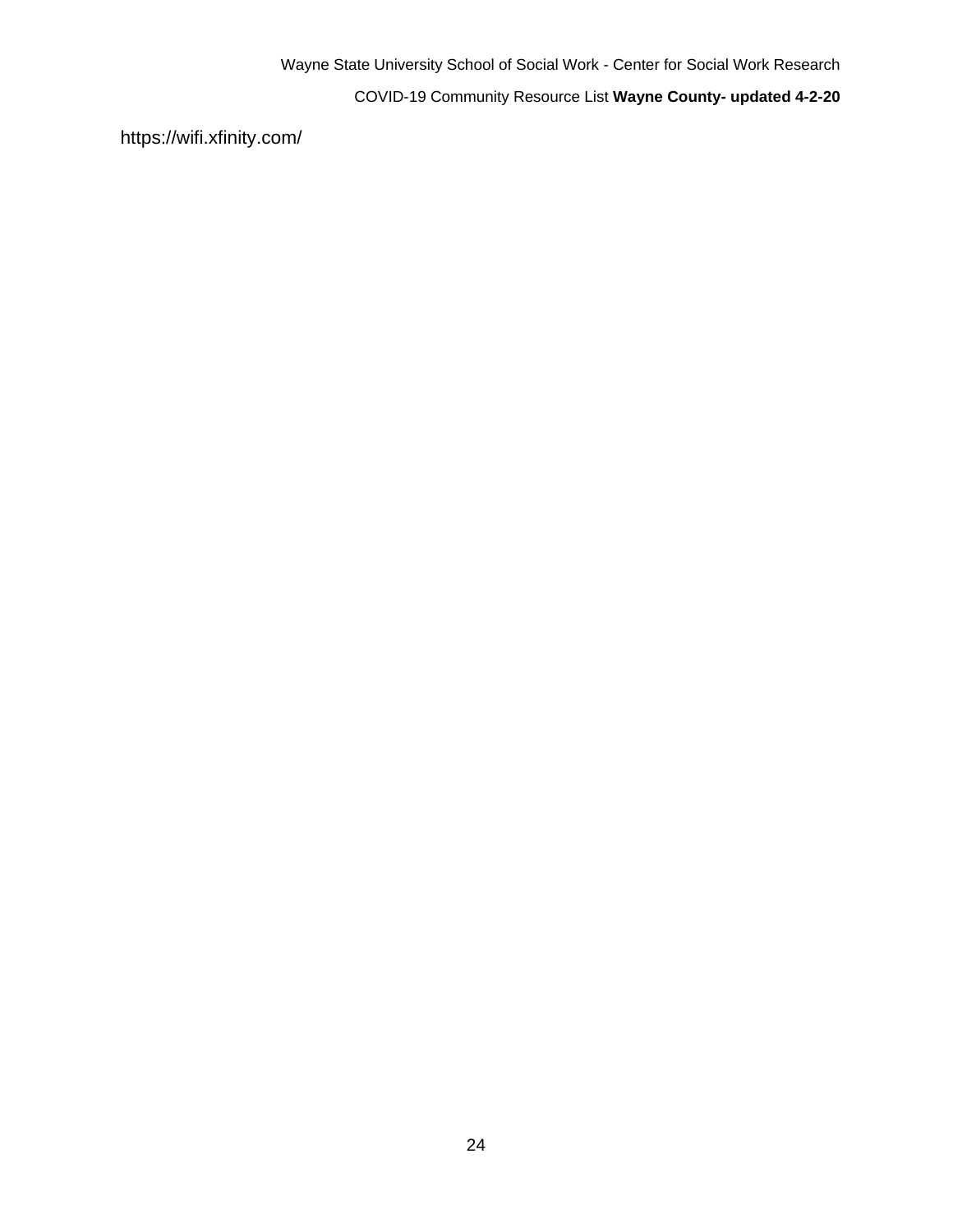https://wifi.xfinity.com/